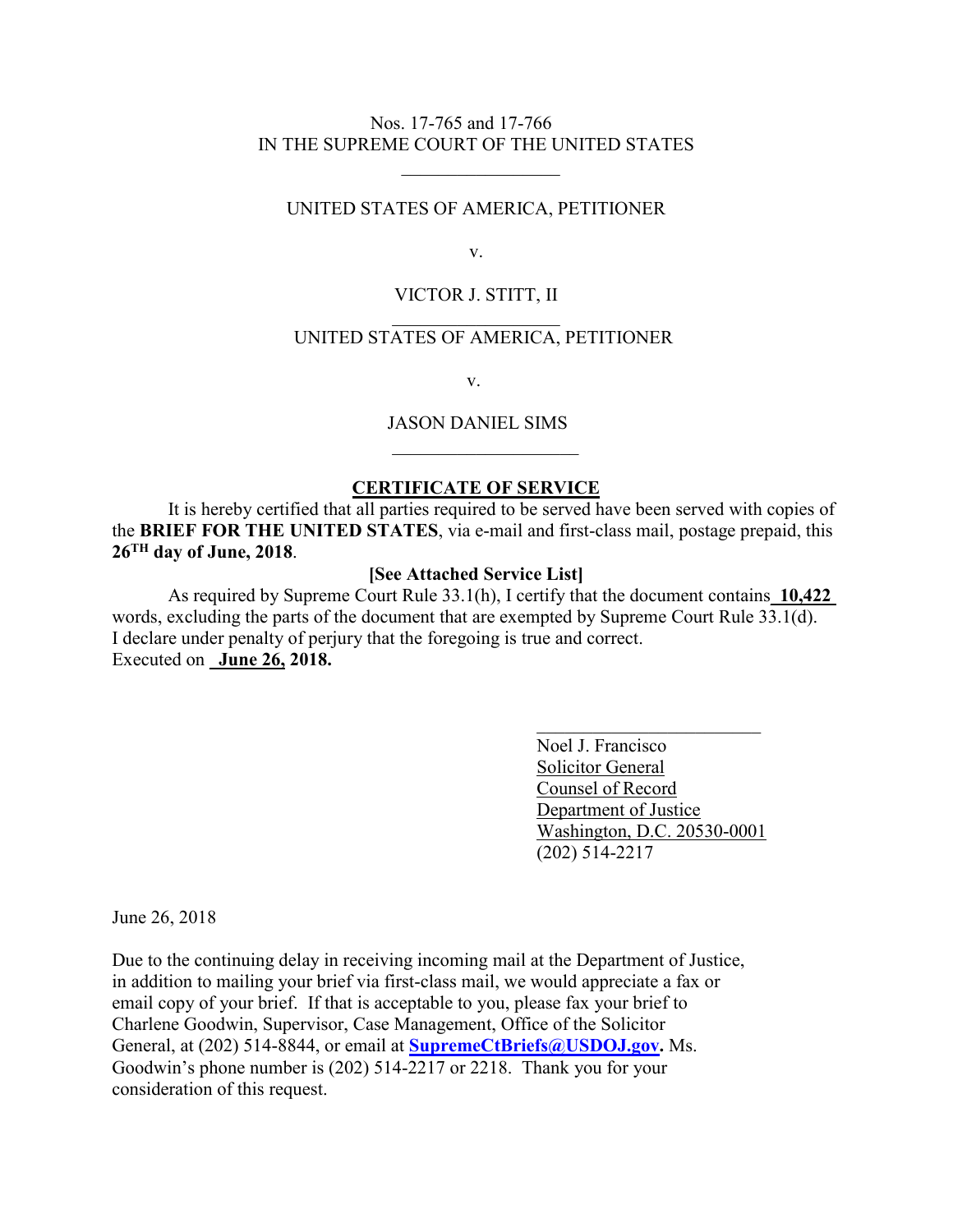Nos. 17-765 and 17-766
IN THE SUPREME COURT OF THE UNITED STATES

---

UNITED STATES OF AMERICA, PETITIONER

v.

VICTOR J. STITT, II

---

UNITED STATES OF AMERICA, PETITIONER

v.

JASON DANIEL SIMS

---

## CERTIFICATE OF SERVICE

It is hereby certified that all parties required to be served have been served with copies of the **BRIEF FOR THE UNITED STATES**, via e-mail and first-class mail, postage prepaid, this **26TH day of June, 2018**.

**[See Attached Service List]**

As required by Supreme Court Rule 33.1(h), I certify that the document contains **10,422** words, excluding the parts of the document that are exempted by Supreme Court Rule 33.1(d). I declare under penalty of perjury that the foregoing is true and correct.
Executed on **June 26, 2018.**

Noel J. Francisco
Solicitor General
Counsel of Record
Department of Justice
Washington, D.C. 20530-0001
(202) 514-2217

June 26, 2018

Due to the continuing delay in receiving incoming mail at the Department of Justice, in addition to mailing your brief via first-class mail, we would appreciate a fax or email copy of your brief. If that is acceptable to you, please fax your brief to Charlene Goodwin, Supervisor, Case Management, Office of the Solicitor General, at (202) 514-8844, or email at **SupremeCtBriefs@USDOJ.gov.** Ms. Goodwin's phone number is (202) 514-2217 or 2218. Thank you for your consideration of this request.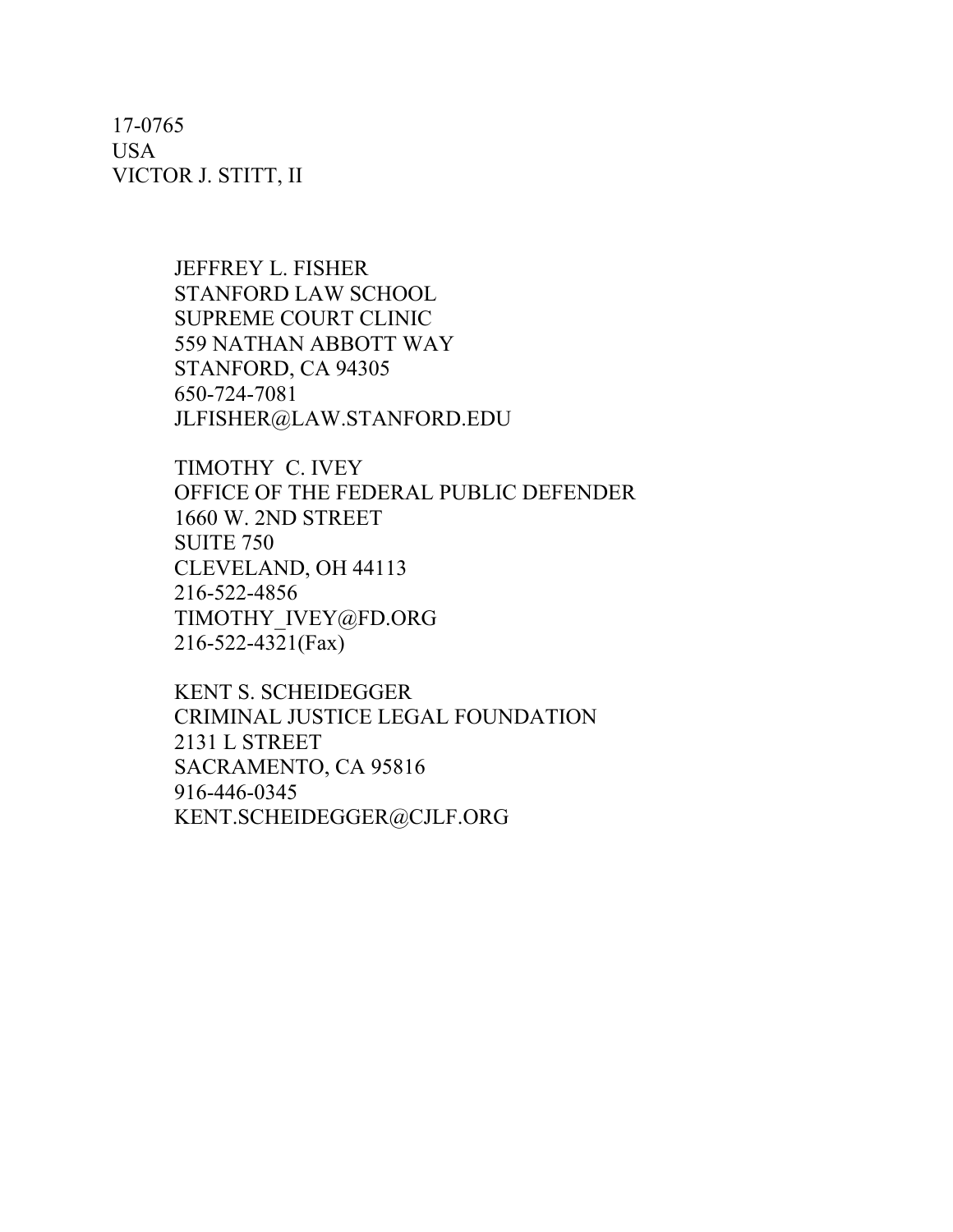17-0765
USA
VICTOR J. STITT, II

JEFFREY L. FISHER
STANFORD LAW SCHOOL
SUPREME COURT CLINIC
559 NATHAN ABBOTT WAY
STANFORD, CA 94305
650-724-7081
JLFISHER@LAW.STANFORD.EDU

TIMOTHY C. IVEY
OFFICE OF THE FEDERAL PUBLIC DEFENDER
1660 W. 2ND STREET
SUITE 750
CLEVELAND, OH 44113
216-522-4856
TIMOTHY_IVEY@FD.ORG
216-522-4321(Fax)

KENT S. SCHEIDEGGER
CRIMINAL JUSTICE LEGAL FOUNDATION
2131 L STREET
SACRAMENTO, CA 95816
916-446-0345
KENT.SCHEIDEGGER@CJLF.ORG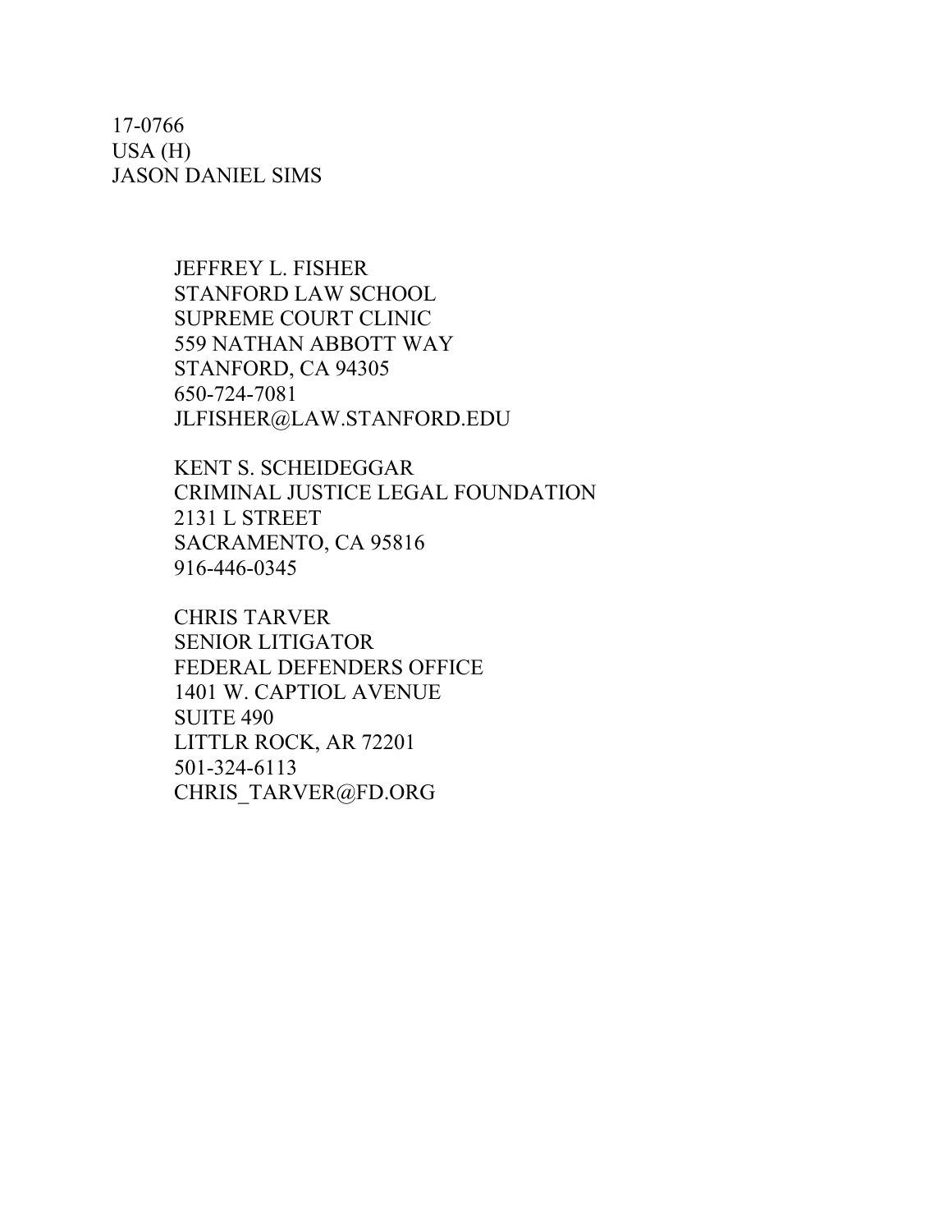17-0766
USA (H)
JASON DANIEL SIMS

JEFFREY L. FISHER
STANFORD LAW SCHOOL
SUPREME COURT CLINIC
559 NATHAN ABBOTT WAY
STANFORD, CA 94305
650-724-7081
JLFISHER@LAW.STANFORD.EDU

KENT S. SCHEIDEGGAR
CRIMINAL JUSTICE LEGAL FOUNDATION
2131 L STREET
SACRAMENTO, CA 95816
916-446-0345

CHRIS TARVER
SENIOR LITIGATOR
FEDERAL DEFENDERS OFFICE
1401 W. CAPTIOL AVENUE
SUITE 490
LITTLR ROCK, AR 72201
501-324-6113
CHRIS_TARVER@FD.ORG